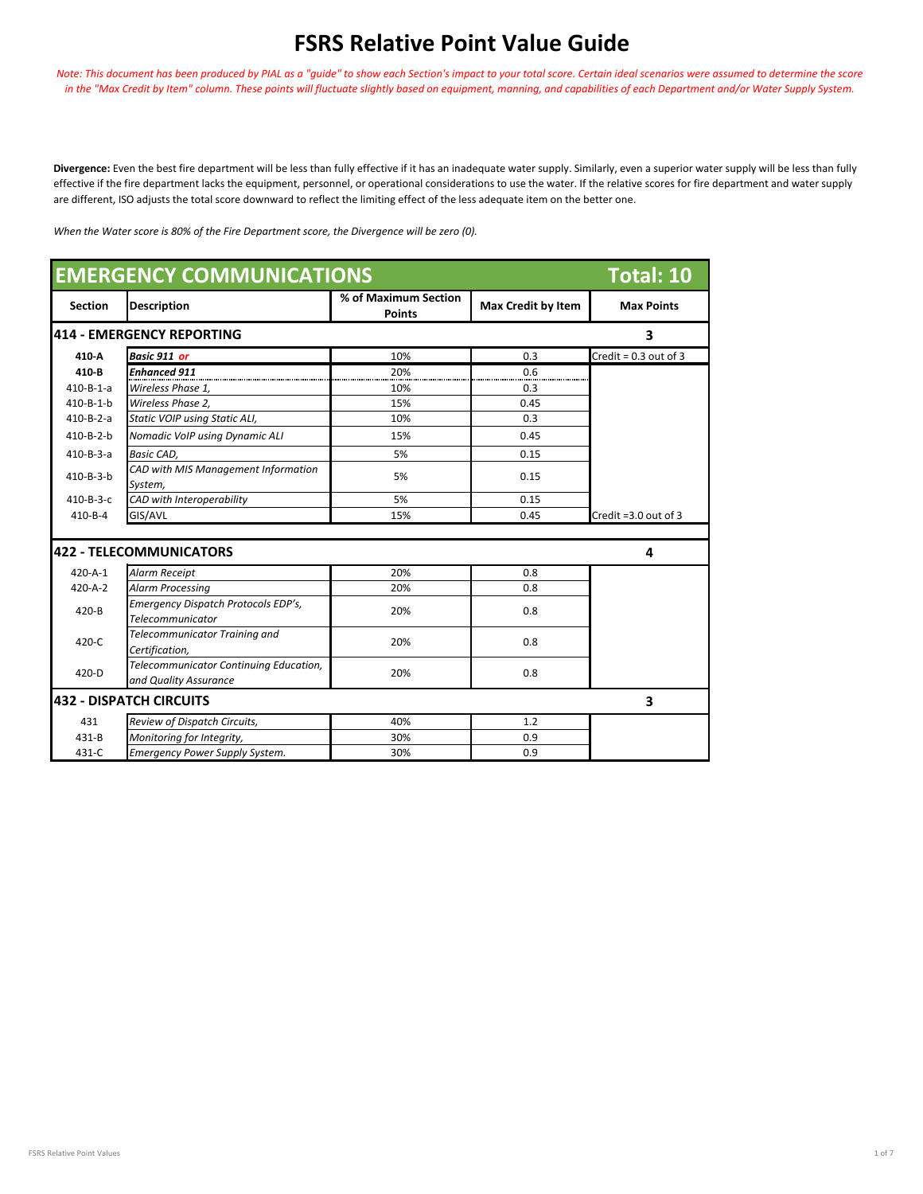# FSRS Relative Point Value Guide

*Note: This document has been produced by PIAL as a "guide" to show each Section's impact to your total score. Certain ideal scenarios were assumed to determine the score in the "Max Credit by Item" column. These points will fluctuate slightly based on equipment, manning, and capabilities of each Department and/or Water Supply System.*

**Divergence:** Even the best fire department will be less than fully effective if it has an inadequate water supply. Similarly, even a superior water supply will be less than fully effective if the fire department lacks the equipment, personnel, or operational considerations to use the water. If the relative scores for fire department and water supply are different, ISO adjusts the total score downward to reflect the limiting effect of the less adequate item on the better one.

*When the Water score is 80% of the Fire Department score, the Divergence will be zero (0).*

## EMERGENCY COMMUNICATIONS — Total: 10

| Section | Description | % of Maximum Section Points | Max Credit by Item | Max Points |
|---|---|---|---|---|
| **414 - EMERGENCY REPORTING** | | | | **3** |
| **410-A** | ***Basic 911 or*** | 10% | 0.3 | Credit = 0.3 out of 3 |
| **410-B** | ***Enhanced 911*** | 20% | 0.6 | |
| 410-B-1-a | *Wireless Phase 1,* | 10% | 0.3 | |
| 410-B-1-b | *Wireless Phase 2,* | 15% | 0.45 | |
| 410-B-2-a | *Static VOIP using Static ALI,* | 10% | 0.3 | |
| 410-B-2-b | *Nomadic VoIP using Dynamic ALI* | 15% | 0.45 | |
| 410-B-3-a | *Basic CAD,* | 5% | 0.15 | |
| 410-B-3-b | *CAD with MIS Management Information System,* | 5% | 0.15 | |
| 410-B-3-c | *CAD with Interoperability* | 5% | 0.15 | |
| 410-B-4 | GIS/AVL | 15% | 0.45 | Credit =3.0 out of 3 |
| **422 - TELECOMMUNICATORS** | | | | **4** |
| 420-A-1 | *Alarm Receipt* | 20% | 0.8 | |
| 420-A-2 | *Alarm Processing* | 20% | 0.8 | |
| 420-B | *Emergency Dispatch Protocols EDP's, Telecommunicator* | 20% | 0.8 | |
| 420-C | *Telecommunicator Training and Certification,* | 20% | 0.8 | |
| 420-D | *Telecommunicator Continuing Education, and Quality Assurance* | 20% | 0.8 | |
| **432 - DISPATCH CIRCUITS** | | | | **3** |
| 431 | *Review of Dispatch Circuits,* | 40% | 1.2 | |
| 431-B | *Monitoring for Integrity,* | 30% | 0.9 | |
| 431-C | *Emergency Power Supply System.* | 30% | 0.9 | |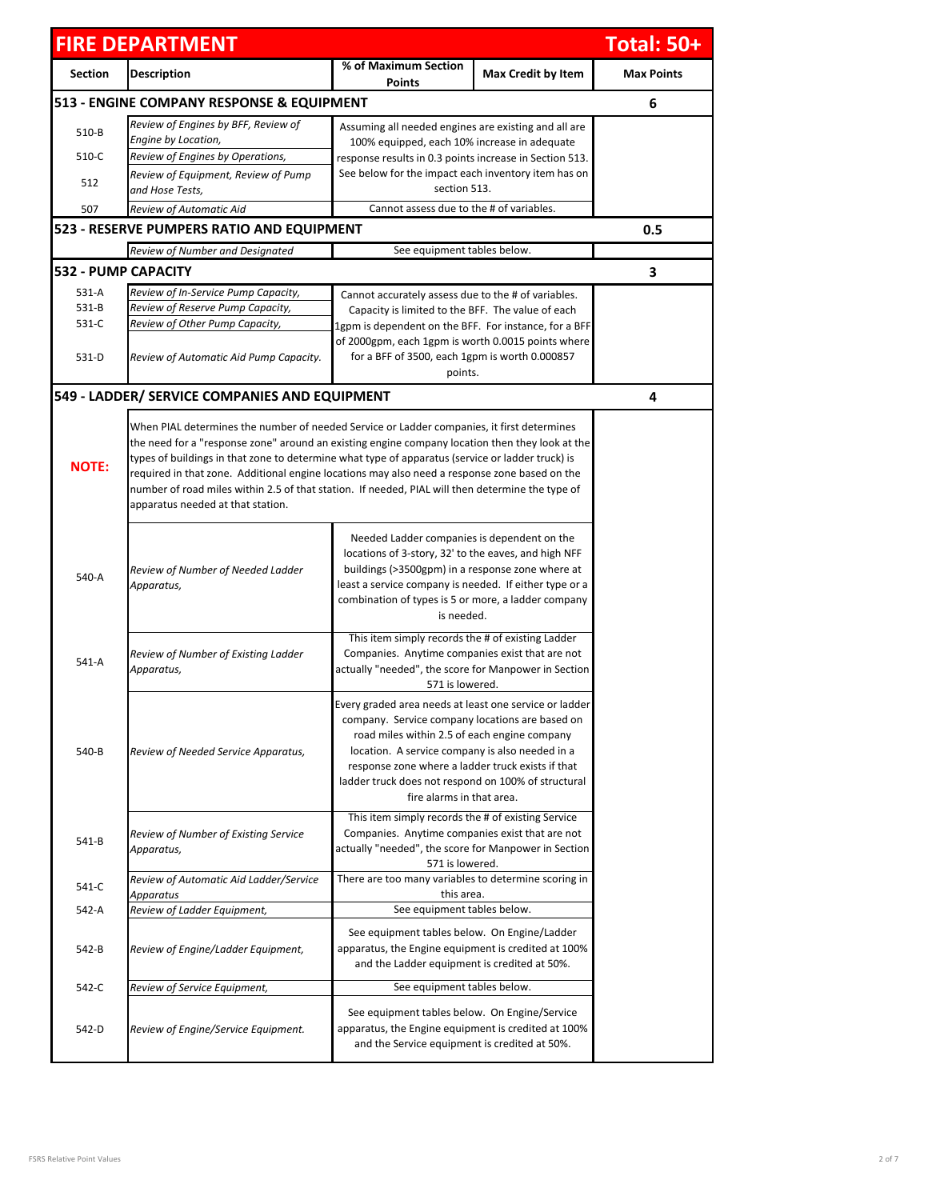# FIRE DEPARTMENT — Total: 50+

| Section | Description | % of Maximum Section Points | Max Credit by Item | Max Points |
|---|---|---|---|---|
| **513 - ENGINE COMPANY RESPONSE & EQUIPMENT** | | | | **6** |
| 510-B | *Review of Engines by BFF, Review of Engine by Location,* | Assuming all needed engines are existing and all are 100% equipped, each 10% increase in adequate response results in 0.3 points increase in Section 513. See below for the impact each inventory item has on section 513. | | |
| 510-C | *Review of Engines by Operations,* | | | |
| 512 | *Review of Equipment, Review of Pump and Hose Tests,* | | | |
| 507 | *Review of Automatic Aid* | Cannot assess due to the # of variables. | | |
| **523 - RESERVE PUMPERS RATIO AND EQUIPMENT** | | | | **0.5** |
| | *Review of Number and Designated* | See equipment tables below. | | |
| **532 - PUMP CAPACITY** | | | | **3** |
| 531-A | *Review of In-Service Pump Capacity,* | Cannot accurately assess due to the # of variables. Capacity is limited to the BFF. The value of each 1gpm is dependent on the BFF. For instance, for a BFF of 2000gpm, each 1gpm is worth 0.0015 points where for a BFF of 3500, each 1gpm is worth 0.000857 points. | | |
| 531-B | *Review of Reserve Pump Capacity,* | | | |
| 531-C | *Review of Other Pump Capacity,* | | | |
| 531-D | *Review of Automatic Aid Pump Capacity.* | | | |
| **549 - LADDER/ SERVICE COMPANIES AND EQUIPMENT** | | | | **4** |
| **NOTE:** | When PIAL determines the number of needed Service or Ladder companies, it first determines the need for a "response zone" around an existing engine company location then they look at the types of buildings in that zone to determine what type of apparatus (service or ladder truck) is required in that zone. Additional engine locations may also need a response zone based on the number of road miles within 2.5 of that station. If needed, PIAL will then determine the type of apparatus needed at that station. | | | |
| 540-A | *Review of Number of Needed Ladder Apparatus,* | Needed Ladder companies is dependent on the locations of 3-story, 32' to the eaves, and high NFF buildings (>3500gpm) in a response zone where at least a service company is needed. If either type or a combination of types is 5 or more, a ladder company is needed. | | |
| 541-A | *Review of Number of Existing Ladder Apparatus,* | This item simply records the # of existing Ladder Companies. Anytime companies exist that are not actually "needed", the score for Manpower in Section 571 is lowered. | | |
| 540-B | *Review of Needed Service Apparatus,* | Every graded area needs at least one service or ladder company. Service company locations are based on road miles within 2.5 of each engine company location. A service company is also needed in a response zone where a ladder truck exists if that ladder truck does not respond on 100% of structural fire alarms in that area. | | |
| 541-B | *Review of Number of Existing Service Apparatus,* | This item simply records the # of existing Service Companies. Anytime companies exist that are not actually "needed", the score for Manpower in Section 571 is lowered. | | |
| 541-C | *Review of Automatic Aid Ladder/Service Apparatus* | There are too many variables to determine scoring in this area. | | |
| 542-A | *Review of Ladder Equipment,* | See equipment tables below. | | |
| 542-B | *Review of Engine/Ladder Equipment,* | See equipment tables below. On Engine/Ladder apparatus, the Engine equipment is credited at 100% and the Ladder equipment is credited at 50%. | | |
| 542-C | *Review of Service Equipment,* | See equipment tables below. | | |
| 542-D | *Review of Engine/Service Equipment.* | See equipment tables below. On Engine/Service apparatus, the Engine equipment is credited at 100% and the Service equipment is credited at 50%. | | |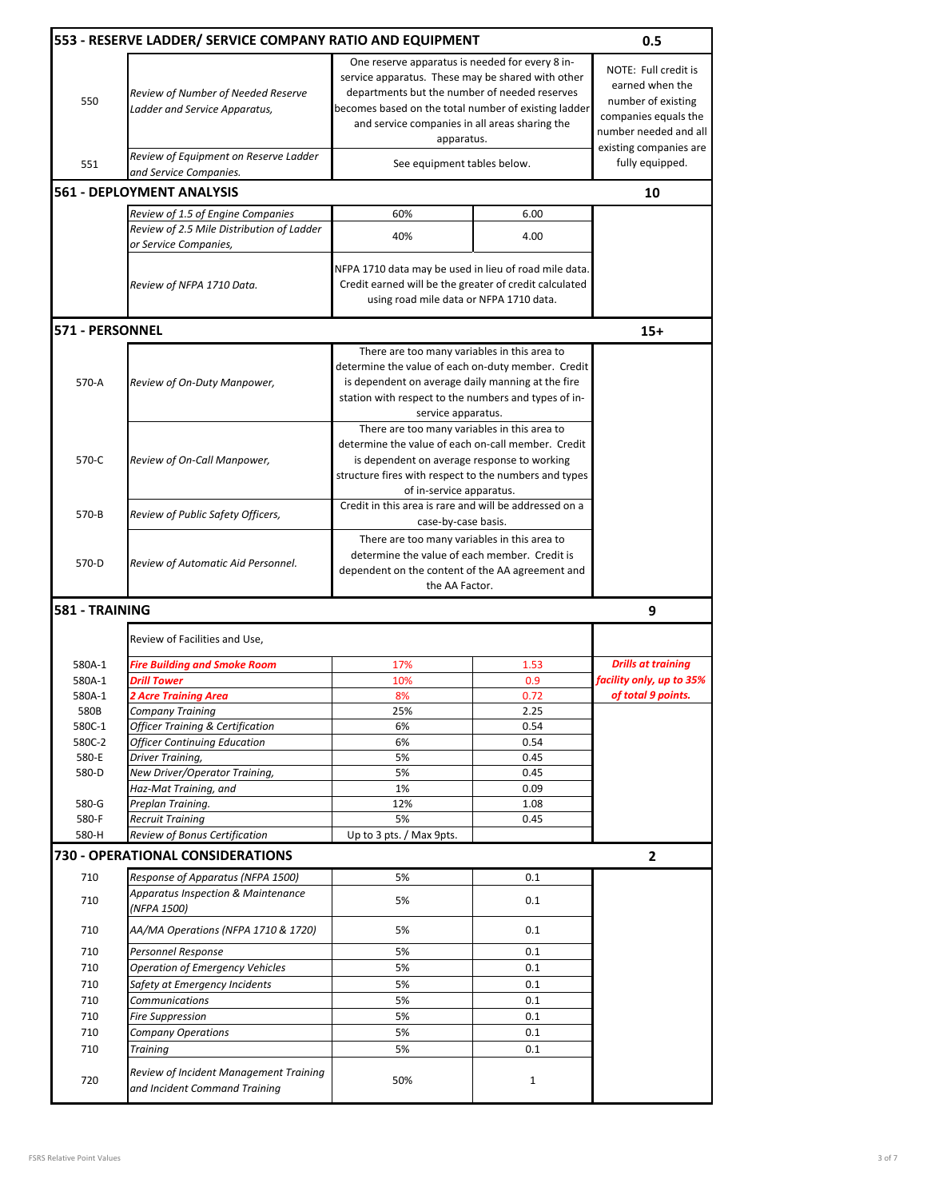| | | | | |
|---|---|---|---|---|
| **553 - RESERVE LADDER/ SERVICE COMPANY RATIO AND EQUIPMENT** | | | | **0.5** |
| 550 | *Review of Number of Needed Reserve Ladder and Service Apparatus,* | One reserve apparatus is needed for every 8 in-service apparatus. These may be shared with other departments but the number of needed reserves becomes based on the total number of existing ladder and service companies in all areas sharing the apparatus. | | NOTE: Full credit is earned when the number of existing companies equals the number needed and all existing companies are fully equipped. |
| 551 | *Review of Equipment on Reserve Ladder and Service Companies.* | See equipment tables below. | | |
| **561 - DEPLOYMENT ANALYSIS** | | | | **10** |
| | *Review of 1.5 of Engine Companies* | 60% | 6.00 | |
| | *Review of 2.5 Mile Distribution of Ladder or Service Companies,* | 40% | 4.00 | |
| | *Review of NFPA 1710 Data.* | NFPA 1710 data may be used in lieu of road mile data. Credit earned will be the greater of credit calculated using road mile data or NFPA 1710 data. | | |
| **571 - PERSONNEL** | | | | **15+** |
| 570-A | *Review of On-Duty Manpower,* | There are too many variables in this area to determine the value of each on-duty member. Credit is dependent on average daily manning at the fire station with respect to the numbers and types of in-service apparatus. | | |
| 570-C | *Review of On-Call Manpower,* | There are too many variables in this area to determine the value of each on-call member. Credit is dependent on average response to working structure fires with respect to the numbers and types of in-service apparatus. | | |
| 570-B | *Review of Public Safety Officers,* | Credit in this area is rare and will be addressed on a case-by-case basis. | | |
| 570-D | *Review of Automatic Aid Personnel.* | There are too many variables in this area to determine the value of each member. Credit is dependent on the content of the AA agreement and the AA Factor. | | |
| **581 - TRAINING** | | | | **9** |
| | Review of Facilities and Use, | | | |
| 580A-1 | ***Fire Building and Smoke Room*** | 17% | 1.53 | ***Drills at training facility only, up to 35% of total 9 points.*** |
| 580A-1 | ***Drill Tower*** | 10% | 0.9 | |
| 580A-1 | ***2 Acre Training Area*** | 8% | 0.72 | |
| 580B | *Company Training* | 25% | 2.25 | |
| 580C-1 | *Officer Training & Certification* | 6% | 0.54 | |
| 580C-2 | *Officer Continuing Education* | 6% | 0.54 | |
| 580-E | *Driver Training,* | 5% | 0.45 | |
| 580-D | *New Driver/Operator Training,* | 5% | 0.45 | |
| | *Haz-Mat Training, and* | 1% | 0.09 | |
| 580-G | *Preplan Training.* | 12% | 1.08 | |
| 580-F | *Recruit Training* | 5% | 0.45 | |
| 580-H | *Review of Bonus Certification* | Up to 3 pts. / Max 9pts. | | |
| **730 - OPERATIONAL CONSIDERATIONS** | | | | **2** |
| 710 | *Response of Apparatus (NFPA 1500)* | 5% | 0.1 | |
| 710 | *Apparatus Inspection & Maintenance (NFPA 1500)* | 5% | 0.1 | |
| 710 | *AA/MA Operations (NFPA 1710 & 1720)* | 5% | 0.1 | |
| 710 | *Personnel Response* | 5% | 0.1 | |
| 710 | *Operation of Emergency Vehicles* | 5% | 0.1 | |
| 710 | *Safety at Emergency Incidents* | 5% | 0.1 | |
| 710 | *Communications* | 5% | 0.1 | |
| 710 | *Fire Suppression* | 5% | 0.1 | |
| 710 | *Company Operations* | 5% | 0.1 | |
| 710 | *Training* | 5% | 0.1 | |
| 720 | *Review of Incident Management Training and Incident Command Training* | 50% | 1 | |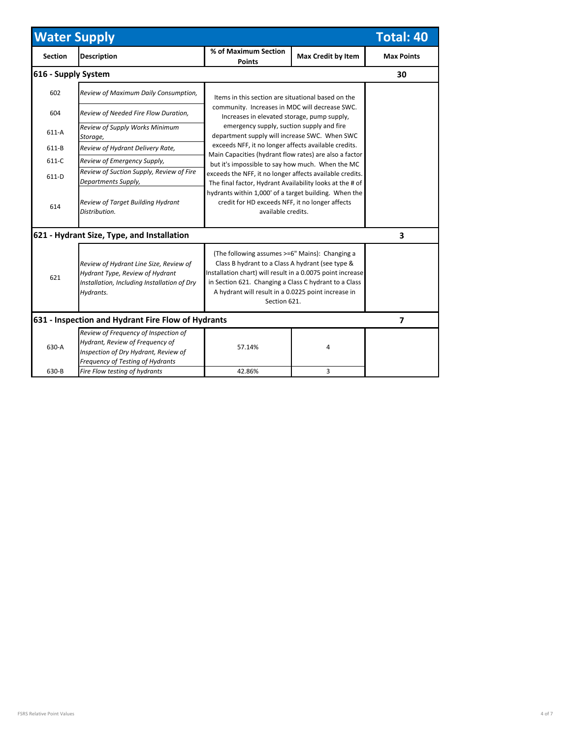## Water Supply — Total: 40

| Section | Description | % of Maximum Section Points | Max Credit by Item | Max Points |
|---|---|---|---|---|
| **616 - Supply System** | | | | **30** |
| 602 | *Review of Maximum Daily Consumption,* | Items in this section are situational based on the community. Increases in MDC will decrease SWC. Increases in elevated storage, pump supply, emergency supply, suction supply and fire department supply will increase SWC. When SWC exceeds NFF, it no longer affects available credits. Main Capacities (hydrant flow rates) are also a factor but it's impossible to say how much. When the MC exceeds the NFF, it no longer affects available credits. The final factor, Hydrant Availability looks at the # of hydrants within 1,000' of a target building. When the credit for HD exceeds NFF, it no longer affects available credits. | | |
| 604 | *Review of Needed Fire Flow Duration,* | | | |
| 611-A | *Review of Supply Works Minimum Storage,* | | | |
| 611-B | *Review of Hydrant Delivery Rate,* | | | |
| 611-C | *Review of Emergency Supply,* | | | |
| 611-D | *Review of Suction Supply, Review of Fire Departments Supply,* | | | |
| 614 | *Review of Target Building Hydrant Distribution.* | | | |
| **621 - Hydrant Size, Type, and Installation** | | | | **3** |
| 621 | *Review of Hydrant Line Size, Review of Hydrant Type, Review of Hydrant Installation, Including Installation of Dry Hydrants.* | (The following assumes >=6" Mains): Changing a Class B hydrant to a Class A hydrant (see type & Installation chart) will result in a 0.0075 point increase in Section 621. Changing a Class C hydrant to a Class A hydrant will result in a 0.0225 point increase in Section 621. | | |
| **631 - Inspection and Hydrant Fire Flow of Hydrants** | | | | **7** |
| 630-A | *Review of Frequency of Inspection of Hydrant, Review of Frequency of Inspection of Dry Hydrant, Review of Frequency of Testing of Hydrants* | 57.14% | 4 | |
| 630-B | *Fire Flow testing of hydrants* | 42.86% | 3 | |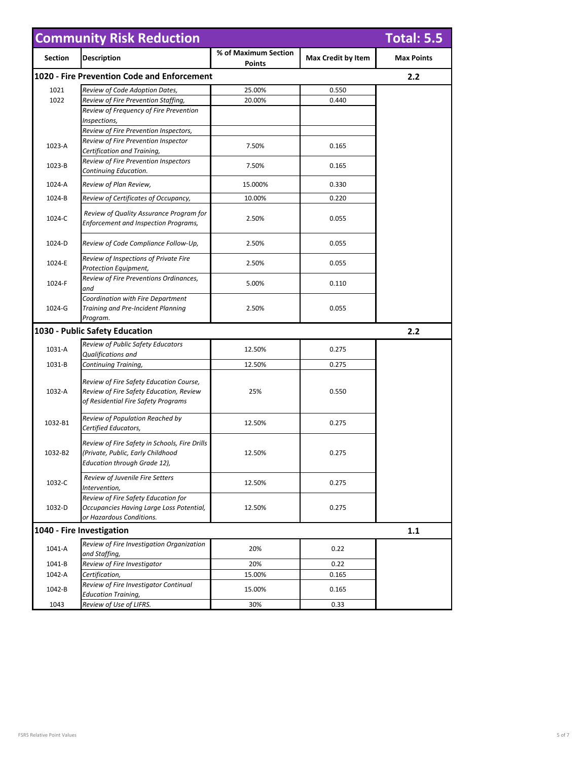| Community Risk Reduction | | | | Total: 5.5 |
|---|---|---|---|---|
| **Section** | **Description** | **% of Maximum Section Points** | **Max Credit by Item** | **Max Points** |
| **1020 - Fire Prevention Code and Enforcement** | | | | **2.2** |
| 1021 | *Review of Code Adoption Dates,* | 25.00% | 0.550 | |
| 1022 | *Review of Fire Prevention Staffing,* | 20.00% | 0.440 | |
| | *Review of Frequency of Fire Prevention Inspections,* | | | |
| | *Review of Fire Prevention Inspectors,* | | | |
| 1023-A | *Review of Fire Prevention Inspector Certification and Training,* | 7.50% | 0.165 | |
| 1023-B | *Review of Fire Prevention Inspectors Continuing Education.* | 7.50% | 0.165 | |
| 1024-A | *Review of Plan Review,* | 15.000% | 0.330 | |
| 1024-B | *Review of Certificates of Occupancy,* | 10.00% | 0.220 | |
| 1024-C | *Review of Quality Assurance Program for Enforcement and Inspection Programs,* | 2.50% | 0.055 | |
| 1024-D | *Review of Code Compliance Follow-Up,* | 2.50% | 0.055 | |
| 1024-E | *Review of Inspections of Private Fire Protection Equipment,* | 2.50% | 0.055 | |
| 1024-F | *Review of Fire Preventions Ordinances, and* | 5.00% | 0.110 | |
| 1024-G | *Coordination with Fire Department Training and Pre-Incident Planning Program.* | 2.50% | 0.055 | |
| **1030 - Public Safety Education** | | | | **2.2** |
| 1031-A | *Review of Public Safety Educators Qualifications and* | 12.50% | 0.275 | |
| 1031-B | *Continuing Training,* | 12.50% | 0.275 | |
| 1032-A | *Review of Fire Safety Education Course, Review of Fire Safety Education, Review of Residential Fire Safety Programs* | 25% | 0.550 | |
| 1032-B1 | *Review of Population Reached by Certified Educators,* | 12.50% | 0.275 | |
| 1032-B2 | *Review of Fire Safety in Schools, Fire Drills (Private, Public, Early Childhood Education through Grade 12),* | 12.50% | 0.275 | |
| 1032-C | *Review of Juvenile Fire Setters Intervention,* | 12.50% | 0.275 | |
| 1032-D | *Review of Fire Safety Education for Occupancies Having Large Loss Potential, or Hazardous Conditions.* | 12.50% | 0.275 | |
| **1040 - Fire Investigation** | | | | **1.1** |
| 1041-A | *Review of Fire Investigation Organization and Staffing,* | 20% | 0.22 | |
| 1041-B | *Review of Fire Investigator* | 20% | 0.22 | |
| 1042-A | *Certification,* | 15.00% | 0.165 | |
| 1042-B | *Review of Fire Investigator Continual Education Training,* | 15.00% | 0.165 | |
| 1043 | *Review of Use of LIFRS.* | 30% | 0.33 | |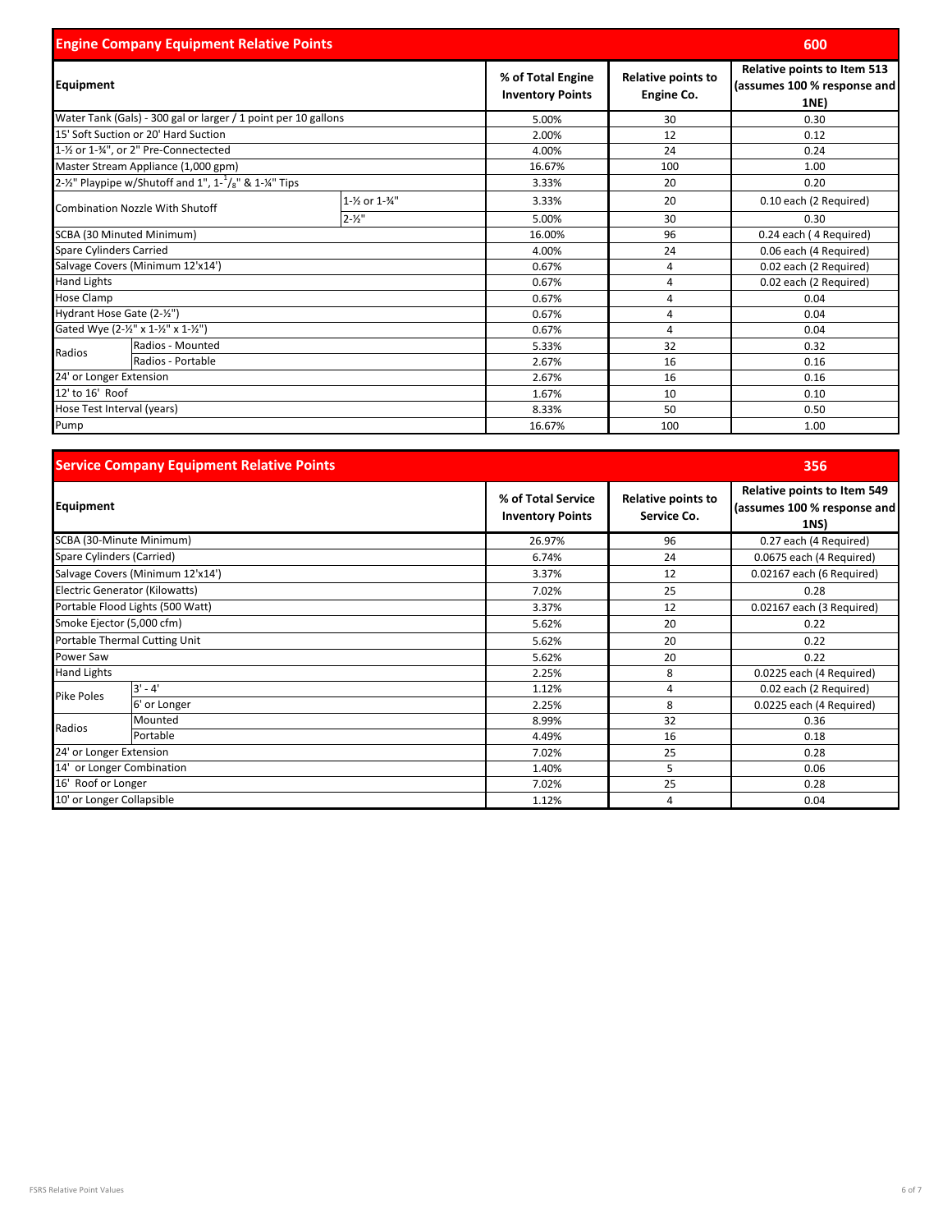| Engine Company Equipment Relative Points | | 600 | | |
|---|---|---|---|---|
| **Equipment** | | **% of Total Engine Inventory Points** | **Relative points to Engine Co.** | **Relative points to Item 513 (assumes 100 % response and 1NE)** |
| Water Tank (Gals) - 300 gal or larger / 1 point per 10 gallons | | 5.00% | 30 | 0.30 |
| 15' Soft Suction or 20' Hard Suction | | 2.00% | 12 | 0.12 |
| 1-½ or 1-¾", or 2" Pre-Connectected | | 4.00% | 24 | 0.24 |
| Master Stream Appliance (1,000 gpm) | | 16.67% | 100 | 1.00 |
| 2-½" Playpipe w/Shutoff and 1", 1-$^{1}/_{8}$" & 1-¼" Tips | | 3.33% | 20 | 0.20 |
| Combination Nozzle With Shutoff | 1-½ or 1-¾" | 3.33% | 20 | 0.10 each (2 Required) |
| | 2-½" | 5.00% | 30 | 0.30 |
| SCBA (30 Minuted Minimum) | | 16.00% | 96 | 0.24 each ( 4 Required) |
| Spare Cylinders Carried | | 4.00% | 24 | 0.06 each (4 Required) |
| Salvage Covers (Minimum 12'x14') | | 0.67% | 4 | 0.02 each (2 Required) |
| Hand Lights | | 0.67% | 4 | 0.02 each (2 Required) |
| Hose Clamp | | 0.67% | 4 | 0.04 |
| Hydrant Hose Gate (2-½") | | 0.67% | 4 | 0.04 |
| Gated Wye (2-½" x 1-½" x 1-½") | | 0.67% | 4 | 0.04 |
| Radios | Radios - Mounted | 5.33% | 32 | 0.32 |
| | Radios - Portable | 2.67% | 16 | 0.16 |
| 24' or Longer Extension | | 2.67% | 16 | 0.16 |
| 12' to 16' Roof | | 1.67% | 10 | 0.10 |
| Hose Test Interval (years) | | 8.33% | 50 | 0.50 |
| Pump | | 16.67% | 100 | 1.00 |

| Service Company Equipment Relative Points | | 356 | | |
|---|---|---|---|---|
| **Equipment** | | **% of Total Service Inventory Points** | **Relative points to Service Co.** | **Relative points to Item 549 (assumes 100 % response and 1NS)** |
| SCBA (30-Minute Minimum) | | 26.97% | 96 | 0.27 each (4 Required) |
| Spare Cylinders (Carried) | | 6.74% | 24 | 0.0675 each (4 Required) |
| Salvage Covers (Minimum 12'x14') | | 3.37% | 12 | 0.02167 each (6 Required) |
| Electric Generator (Kilowatts) | | 7.02% | 25 | 0.28 |
| Portable Flood Lights (500 Watt) | | 3.37% | 12 | 0.02167 each (3 Required) |
| Smoke Ejector (5,000 cfm) | | 5.62% | 20 | 0.22 |
| Portable Thermal Cutting Unit | | 5.62% | 20 | 0.22 |
| Power Saw | | 5.62% | 20 | 0.22 |
| Hand Lights | | 2.25% | 8 | 0.0225 each (4 Required) |
| Pike Poles | 3' - 4' | 1.12% | 4 | 0.02 each (2 Required) |
| | 6' or Longer | 2.25% | 8 | 0.0225 each (4 Required) |
| Radios | Mounted | 8.99% | 32 | 0.36 |
| | Portable | 4.49% | 16 | 0.18 |
| 24' or Longer Extension | | 7.02% | 25 | 0.28 |
| 14' or Longer Combination | | 1.40% | 5 | 0.06 |
| 16' Roof or Longer | | 7.02% | 25 | 0.28 |
| 10' or Longer Collapsible | | 1.12% | 4 | 0.04 |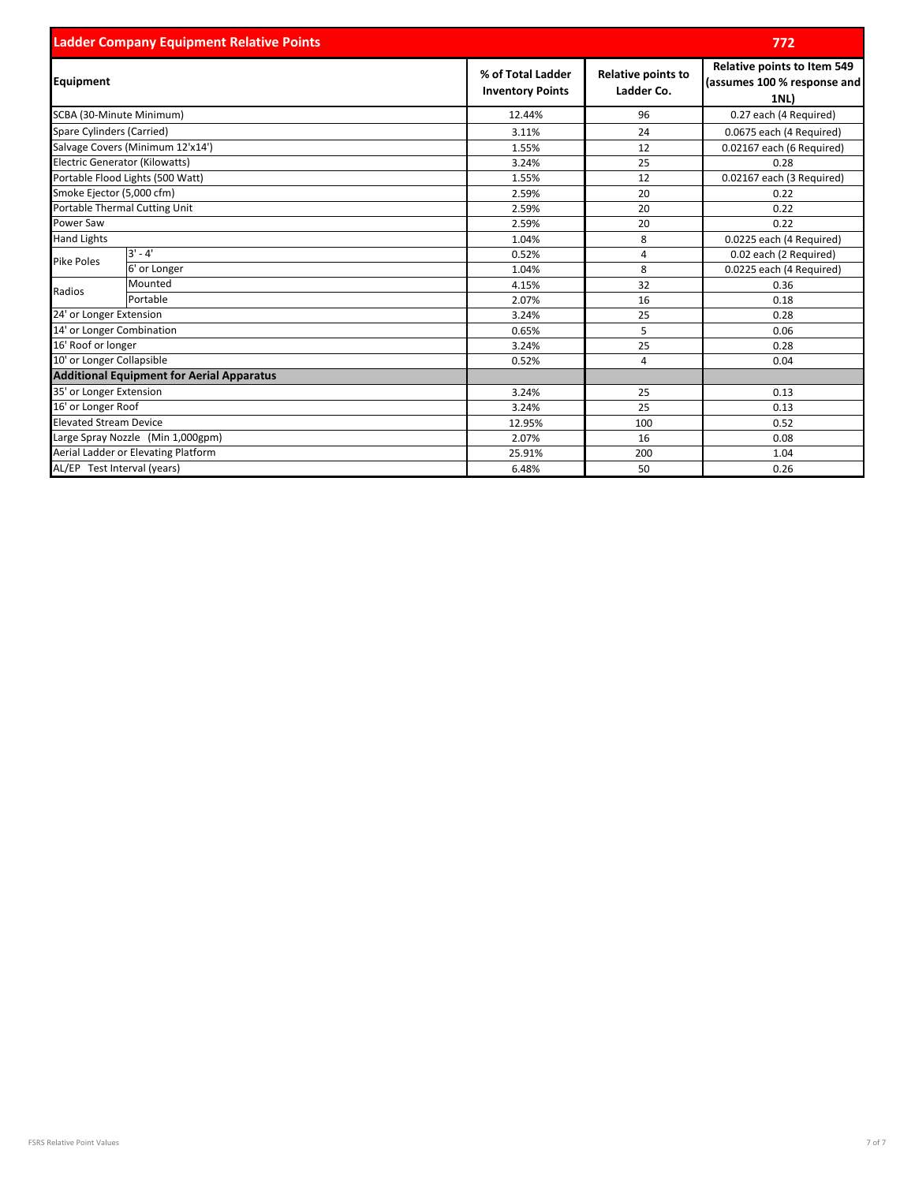| Ladder Company Equipment Relative Points | | | | 772 |
|---|---|---|---|---|
| **Equipment** | | **% of Total Ladder Inventory Points** | **Relative points to Ladder Co.** | **Relative points to Item 549 (assumes 100 % response and 1NL)** |
| SCBA (30-Minute Minimum) | | 12.44% | 96 | 0.27 each (4 Required) |
| Spare Cylinders (Carried) | | 3.11% | 24 | 0.0675 each (4 Required) |
| Salvage Covers (Minimum 12'x14') | | 1.55% | 12 | 0.02167 each (6 Required) |
| Electric Generator (Kilowatts) | | 3.24% | 25 | 0.28 |
| Portable Flood Lights (500 Watt) | | 1.55% | 12 | 0.02167 each (3 Required) |
| Smoke Ejector (5,000 cfm) | | 2.59% | 20 | 0.22 |
| Portable Thermal Cutting Unit | | 2.59% | 20 | 0.22 |
| Power Saw | | 2.59% | 20 | 0.22 |
| Hand Lights | | 1.04% | 8 | 0.0225 each (4 Required) |
| Pike Poles | 3' - 4' | 0.52% | 4 | 0.02 each (2 Required) |
| | 6' or Longer | 1.04% | 8 | 0.0225 each (4 Required) |
| Radios | Mounted | 4.15% | 32 | 0.36 |
| | Portable | 2.07% | 16 | 0.18 |
| 24' or Longer Extension | | 3.24% | 25 | 0.28 |
| 14' or Longer Combination | | 0.65% | 5 | 0.06 |
| 16' Roof or longer | | 3.24% | 25 | 0.28 |
| 10' or Longer Collapsible | | 0.52% | 4 | 0.04 |
| **Additional Equipment for Aerial Apparatus** | | | | |
| 35' or Longer Extension | | 3.24% | 25 | 0.13 |
| 16' or Longer Roof | | 3.24% | 25 | 0.13 |
| Elevated Stream Device | | 12.95% | 100 | 0.52 |
| Large Spray Nozzle (Min 1,000gpm) | | 2.07% | 16 | 0.08 |
| Aerial Ladder or Elevating Platform | | 25.91% | 200 | 1.04 |
| AL/EP Test Interval (years) | | 6.48% | 50 | 0.26 |